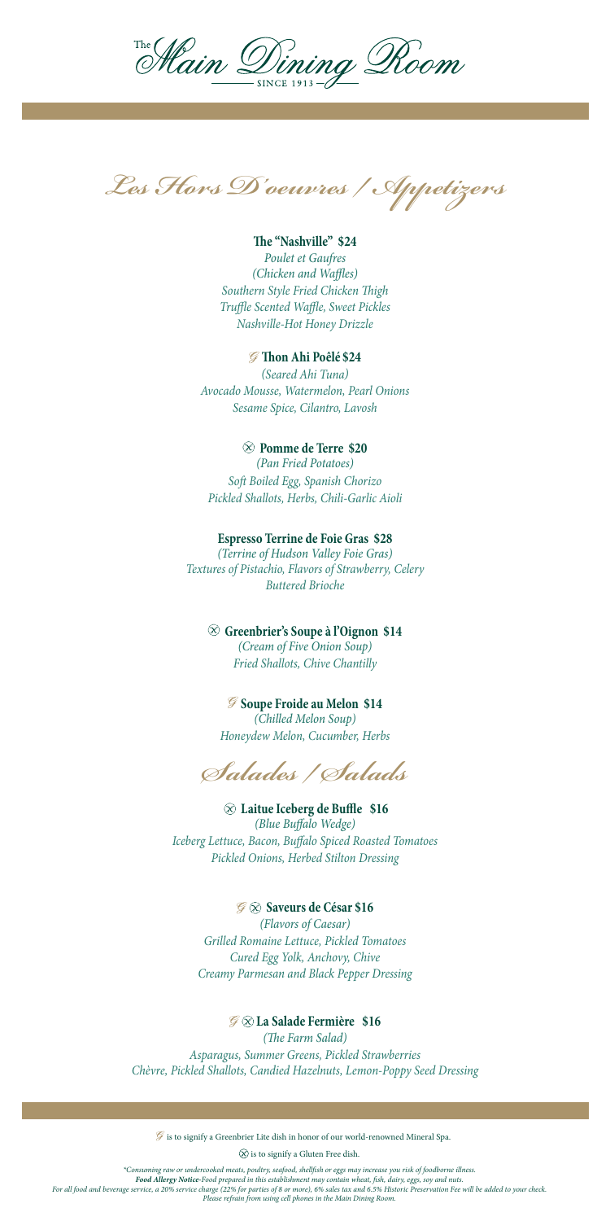# The Main Dining Room

SINCE 1913

## Les Hors D'oeuvres / Appetizers

**The "Nashville" $24**

*Poulet et Gaufres*
*(Chicken and Waffles)*
*Southern Style Fried Chicken Thigh*
*Truffle Scented Waffle, Sweet Pickles*
*Nashville-Hot Honey Drizzle*

*G* **Thon Ahi Poêlé $24**

*(Seared Ahi Tuna)*
*Avocado Mousse, Watermelon, Pearl Onions*
*Sesame Spice, Cilantro, Lavosh*

⊗ **Pomme de Terre $20**

*(Pan Fried Potatoes)*
*Soft Boiled Egg, Spanish Chorizo*
*Pickled Shallots, Herbs, Chili-Garlic Aioli*

**Espresso Terrine de Foie Gras $28**

*(Terrine of Hudson Valley Foie Gras)*
*Textures of Pistachio, Flavors of Strawberry, Celery*
*Buttered Brioche*

⊗ **Greenbrier's Soupe à l'Oignon $14**

*(Cream of Five Onion Soup)*
*Fried Shallots, Chive Chantilly*

*G* **Soupe Froide au Melon $14**

*(Chilled Melon Soup)*
*Honeydew Melon, Cucumber, Herbs*

## Salades / Salads

⊗ **Laitue Iceberg de Buffle $16**

*(Blue Buffalo Wedge)*
*Iceberg Lettuce, Bacon, Buffalo Spiced Roasted Tomatoes*
*Pickled Onions, Herbed Stilton Dressing*

*G* ⊗ **Saveurs de César $16**

*(Flavors of Caesar)*
*Grilled Romaine Lettuce, Pickled Tomatoes*
*Cured Egg Yolk, Anchovy, Chive*
*Creamy Parmesan and Black Pepper Dressing*

*G* ⊗ **La Salade Fermière $16**

*(The Farm Salad)*
*Asparagus, Summer Greens, Pickled Strawberries*
*Chèvre, Pickled Shallots, Candied Hazelnuts, Lemon-Poppy Seed Dressing*

*G* is to signify a Greenbrier Lite dish in honor of our world-renowned Mineral Spa.

⊗ is to signify a Gluten Free dish.

*\*Consuming raw or undercooked meats, poultry, seafood, shellfish or eggs may increase you risk of foodborne illness.*
***Food Allergy Notice**-Food prepared in this establishment may contain wheat, fish, dairy, eggs, soy and nuts.*
*For all food and beverage service, a 20% service charge (22% for parties of 8 or more), 6% sales tax and 6.5% Historic Preservation Fee will be added to your check.*
*Please refrain from using cell phones in the Main Dining Room.*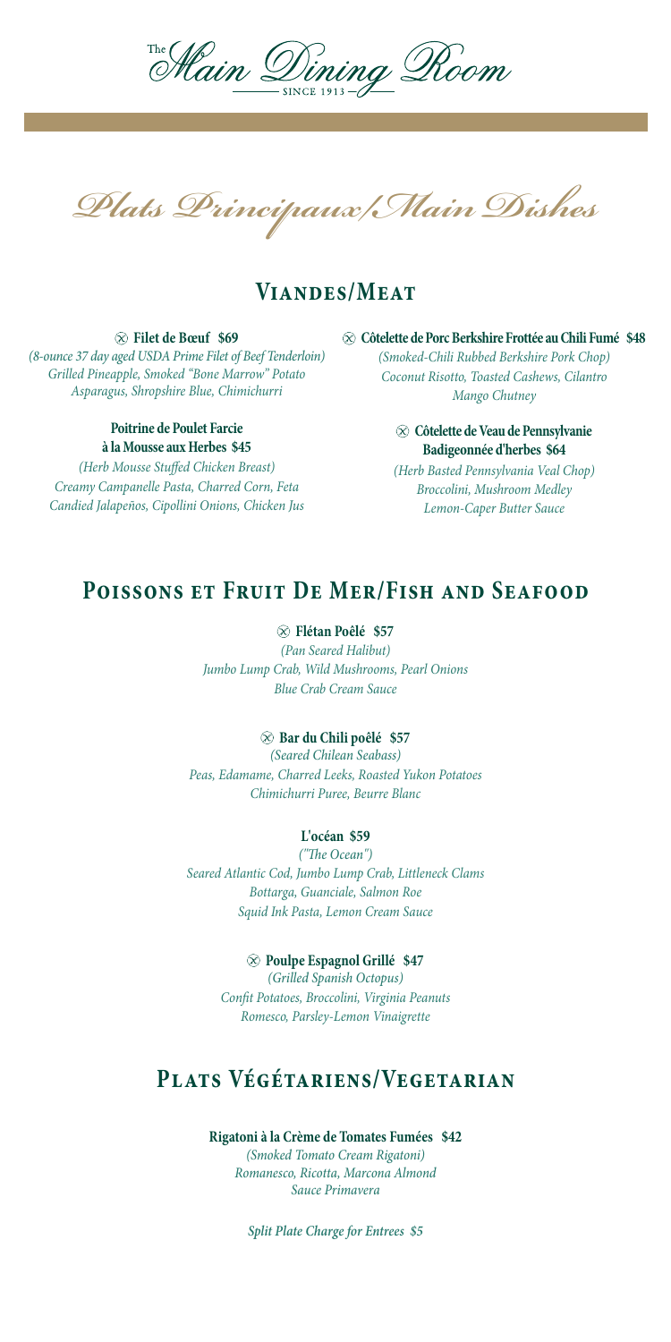# The Main Dining Room

SINCE 1913

## Plats Principaux/Main Dishes

### Viandes/Meat

⊗ **Filet de Bœuf $69**
*(8-ounce 37 day aged USDA Prime Filet of Beef Tenderloin)*
*Grilled Pineapple, Smoked "Bone Marrow" Potato*
*Asparagus, Shropshire Blue, Chimichurri*

**Poitrine de Poulet Farcie à la Mousse aux Herbes $45**
*(Herb Mousse Stuffed Chicken Breast)*
*Creamy Campanelle Pasta, Charred Corn, Feta*
*Candied Jalapeños, Cipollini Onions, Chicken Jus*

⊗ **Côtelette de Porc Berkshire Frottée au Chili Fumé $48**
*(Smoked-Chili Rubbed Berkshire Pork Chop)*
*Coconut Risotto, Toasted Cashews, Cilantro*
*Mango Chutney*

⊗ **Côtelette de Veau de Pennsylvanie Badigeonnée d'herbes $64**
*(Herb Basted Pennsylvania Veal Chop)*
*Broccolini, Mushroom Medley*
*Lemon-Caper Butter Sauce*

### Poissons et Fruit De Mer/Fish and Seafood

⊗ **Flétan Poêlé $57**
*(Pan Seared Halibut)*
*Jumbo Lump Crab, Wild Mushrooms, Pearl Onions*
*Blue Crab Cream Sauce*

⊗ **Bar du Chili poêlé $57**
*(Seared Chilean Seabass)*
*Peas, Edamame, Charred Leeks, Roasted Yukon Potatoes*
*Chimichurri Puree, Beurre Blanc*

**L'océan $59**
*("The Ocean")*
*Seared Atlantic Cod, Jumbo Lump Crab, Littleneck Clams*
*Bottarga, Guanciale, Salmon Roe*
*Squid Ink Pasta, Lemon Cream Sauce*

⊗ **Poulpe Espagnol Grillé $47**
*(Grilled Spanish Octopus)*
*Confit Potatoes, Broccolini, Virginia Peanuts*
*Romesco, Parsley-Lemon Vinaigrette*

### Plats Végétariens/Vegetarian

**Rigatoni à la Crème de Tomates Fumées $42**
*(Smoked Tomato Cream Rigatoni)*
*Romanesco, Ricotta, Marcona Almond*
*Sauce Primavera*

***Split Plate Charge for Entrees $5***